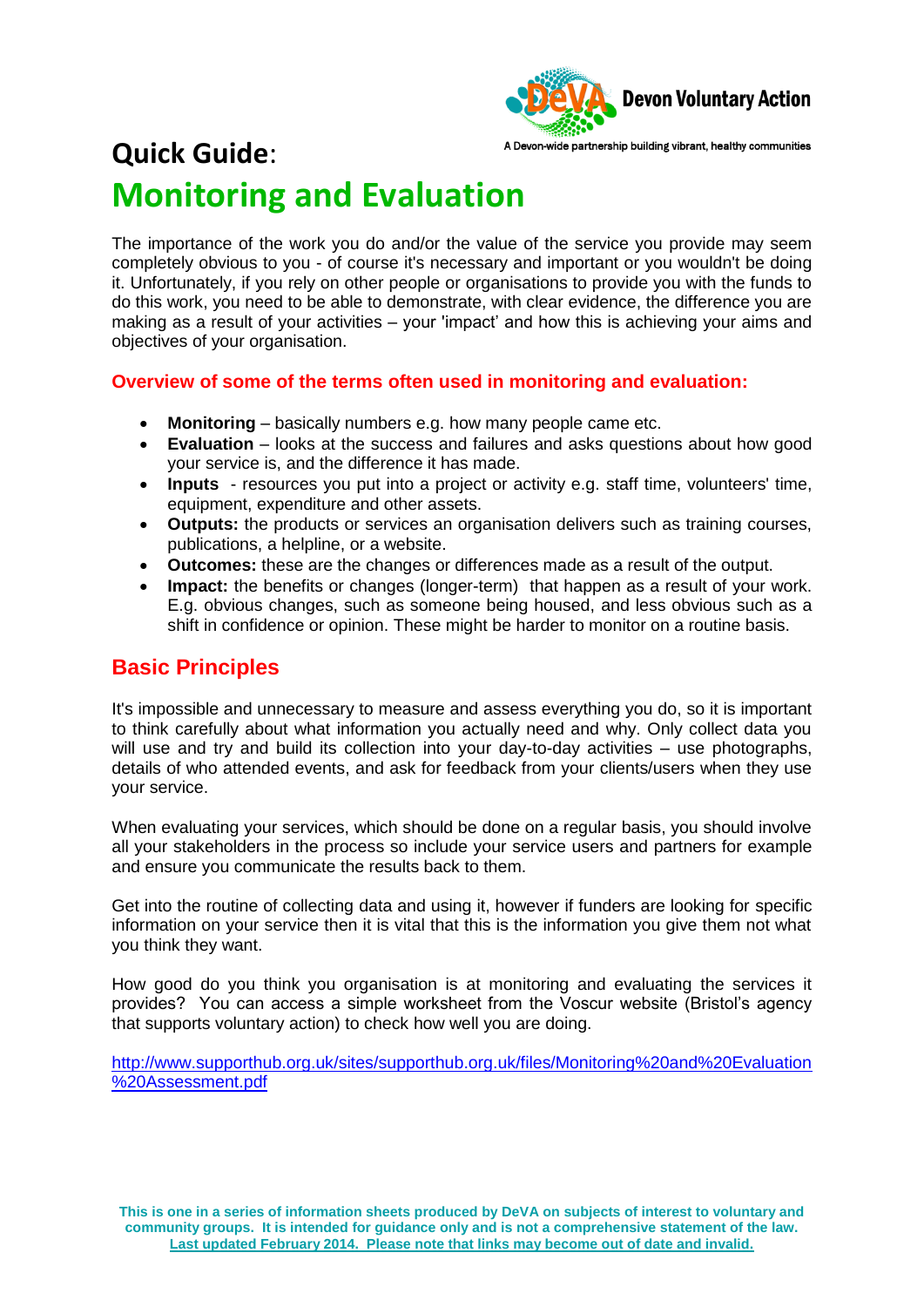Devon Voluntary Action

A Devon-wide partnership building vibrant, healthy communities

# Quick Guide: Monitoring and Evaluation

The importance of the work you do and/or the value of the service you provide may seem completely obvious to you - of course it's necessary and important or you wouldn't be doing it. Unfortunately, if you rely on other people or organisations to provide you with the funds to do this work, you need to be able to demonstrate, with clear evidence, the difference you are making as a result of your activities – your 'impact' and how this is achieving your aims and objectives of your organisation.

### Overview of some of the terms often used in monitoring and evaluation:

- **Monitoring** – basically numbers e.g. how many people came etc.
- **Evaluation** – looks at the success and failures and asks questions about how good your service is, and the difference it has made.
- **Inputs** - resources you put into a project or activity e.g. staff time, volunteers' time, equipment, expenditure and other assets.
- **Outputs:** the products or services an organisation delivers such as training courses, publications, a helpline, or a website.
- **Outcomes:** these are the changes or differences made as a result of the output.
- **Impact:** the benefits or changes (longer-term) that happen as a result of your work. E.g. obvious changes, such as someone being housed, and less obvious such as a shift in confidence or opinion. These might be harder to monitor on a routine basis.

## Basic Principles

It's impossible and unnecessary to measure and assess everything you do, so it is important to think carefully about what information you actually need and why. Only collect data you will use and try and build its collection into your day-to-day activities – use photographs, details of who attended events, and ask for feedback from your clients/users when they use your service.

When evaluating your services, which should be done on a regular basis, you should involve all your stakeholders in the process so include your service users and partners for example and ensure you communicate the results back to them.

Get into the routine of collecting data and using it, however if funders are looking for specific information on your service then it is vital that this is the information you give them not what you think they want.

How good do you think you organisation is at monitoring and evaluating the services it provides? You can access a simple worksheet from the Voscur website (Bristol's agency that supports voluntary action) to check how well you are doing.

http://www.supporthub.org.uk/sites/supporthub.org.uk/files/Monitoring%20and%20Evaluation%20Assessment.pdf

**This is one in a series of information sheets produced by DeVA on subjects of interest to voluntary and community groups. It is intended for guidance only and is not a comprehensive statement of the law. Last updated February 2014. Please note that links may become out of date and invalid.**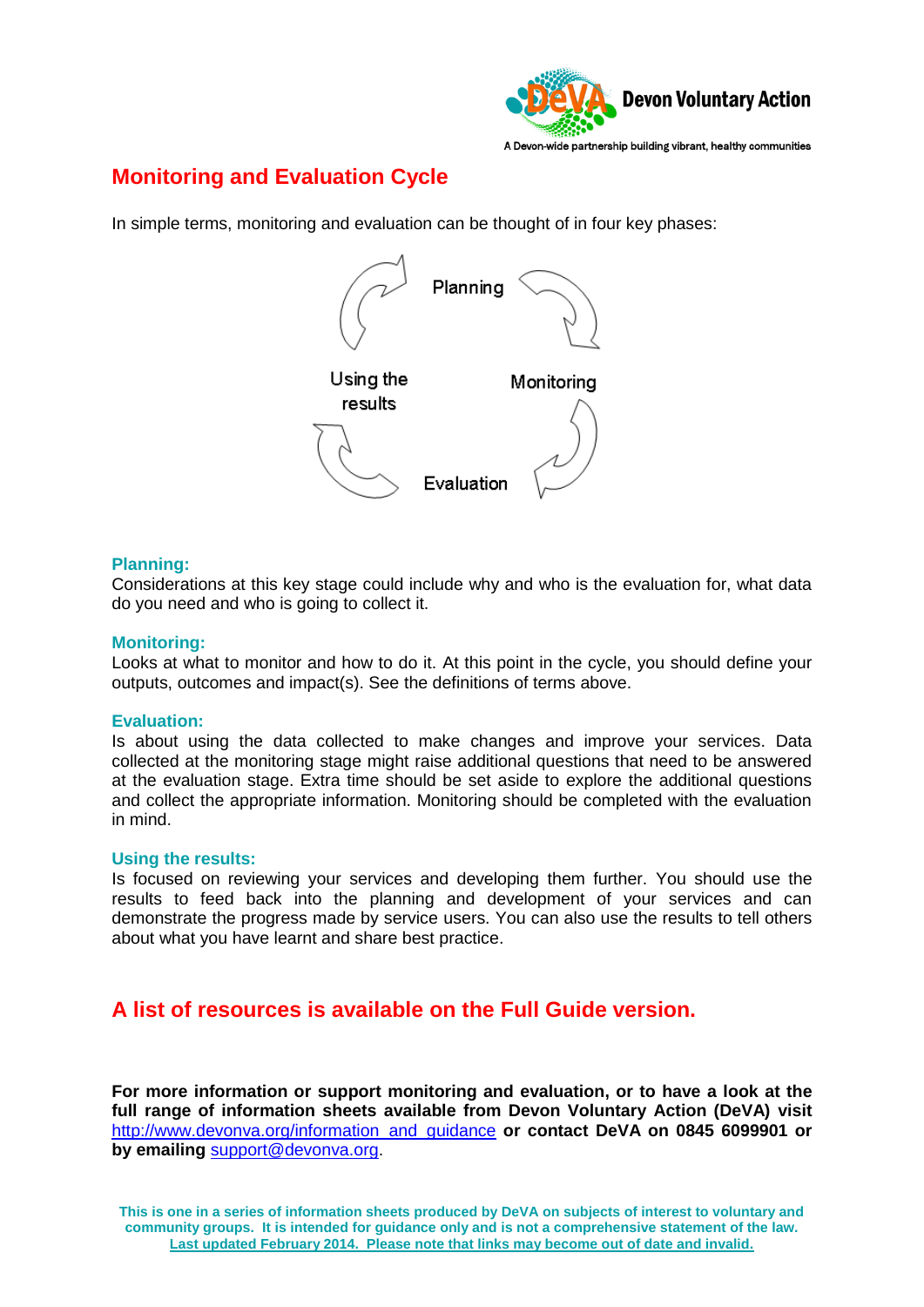## Monitoring and Evaluation Cycle

In simple terms, monitoring and evaluation can be thought of in four key phases:

Planning

Monitoring

Evaluation

Using the results

**Planning:**
Considerations at this key stage could include why and who is the evaluation for, what data do you need and who is going to collect it.

**Monitoring:**
Looks at what to monitor and how to do it. At this point in the cycle, you should define your outputs, outcomes and impact(s). See the definitions of terms above.

**Evaluation:**
Is about using the data collected to make changes and improve your services. Data collected at the monitoring stage might raise additional questions that need to be answered at the evaluation stage. Extra time should be set aside to explore the additional questions and collect the appropriate information. Monitoring should be completed with the evaluation in mind.

**Using the results:**
Is focused on reviewing your services and developing them further. You should use the results to feed back into the planning and development of your services and can demonstrate the progress made by service users. You can also use the results to tell others about what you have learnt and share best practice.

## A list of resources is available on the Full Guide version.

**For more information or support monitoring and evaluation, or to have a look at the full range of information sheets available from Devon Voluntary Action (DeVA) visit** http://www.devonva.org/information_and_guidance **or contact DeVA on 0845 6099901 or by emailing** support@devonva.org.

**This is one in a series of information sheets produced by DeVA on subjects of interest to voluntary and community groups. It is intended for guidance only and is not a comprehensive statement of the law.**
**Last updated February 2014. Please note that links may become out of date and invalid.**